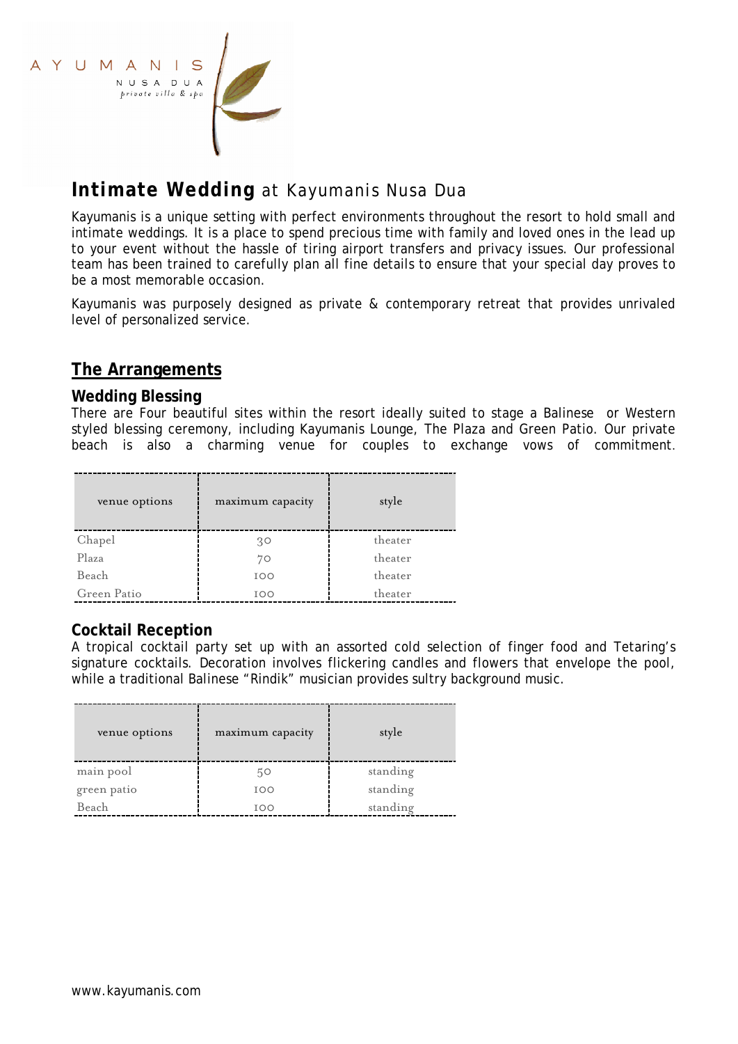AYUMANIS NUSA DUA *private villa & spa*

# **Intimate Wedding** at Kayumanis Nusa Dua

Kayumanis is a unique setting with perfect environments throughout the resort to hold small and intimate weddings. It is a place to spend precious time with family and loved ones in the lead up to your event without the hassle of tiring airport transfers and privacy issues. Our professional team has been trained to carefully plan all fine details to ensure that your special day proves to be a most memorable occasion.

Kayumanis was purposely designed as private & contemporary retreat that provides unrivaled level of personalized service.

## The Arrangements

### Wedding Blessing

There are Four beautiful sites within the resort ideally suited to stage a Balinese or Western styled blessing ceremony, including Kayumanis Lounge, The Plaza and Green Patio. Our private beach is also a charming venue for couples to exchange vows of commitment.

| venue options | maximum capacity | style |
|---|---|---|
| Chapel | 30 | theater |
| Plaza | 70 | theater |
| Beach | 100 | theater |
| Green Patio | 100 | theater |

### Cocktail Reception

A tropical cocktail party set up with an assorted cold selection of finger food and Tetaring's signature cocktails. Decoration involves flickering candles and flowers that envelope the pool, while a traditional Balinese "Rindik" musician provides sultry background music.

| venue options | maximum capacity | style |
|---|---|---|
| main pool | 50 | standing |
| green patio | 100 | standing |
| Beach | 100 | standing |

www.kayumanis.com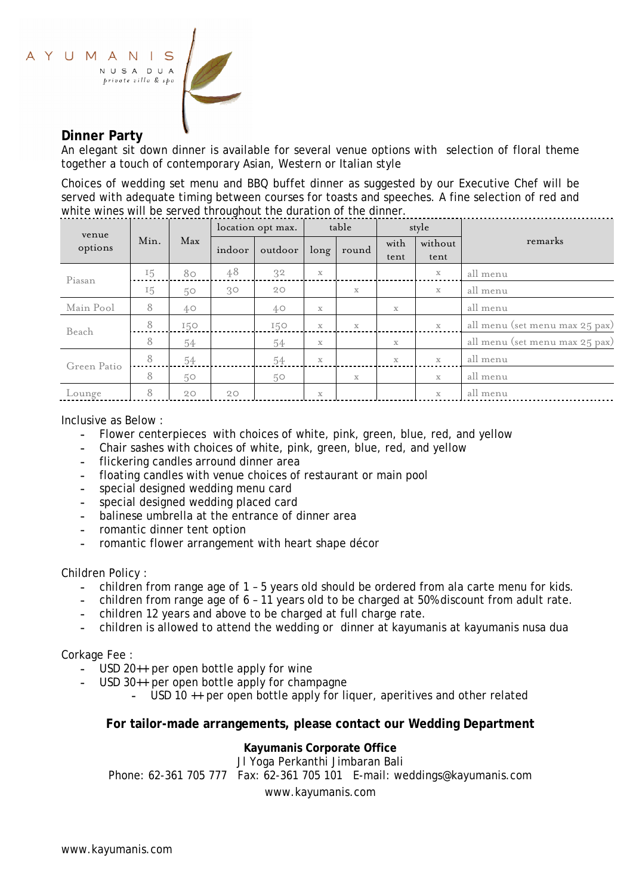AYUMANIS
NUSA DUA
private villa & spa

## Dinner Party

An elegant sit down dinner is available for several venue options with selection of floral theme together a touch of contemporary Asian, Western or Italian style

Choices of wedding set menu and BBQ buffet dinner as suggested by our Executive Chef will be served with adequate timing between courses for toasts and speeches. A fine selection of red and white wines will be served throughout the duration of the dinner.

| venue options | Min. | Max | location opt max. | | table | | style | | remarks |
|---|---|---|---|---|---|---|---|---|---|
| | | | indoor | outdoor | long | round | with tent | without tent | |
| Piasan | 15 | 80 | 48 | 32 | x | | | x | all menu |
| | 15 | 50 | 30 | 20 | | x | | x | all menu |
| Main Pool | 8 | 40 | | 40 | x | | x | | all menu |
| Beach | 8 | 150 | | 150 | x | x | | x | all menu (set menu max 25 pax) |
| | 8 | 54 | | 54 | x | | x | | all menu (set menu max 25 pax) |
| Green Patio | 8 | 54 | | 54 | x | | x | x | all menu |
| | 8 | 50 | | 50 | | x | | x | all menu |
| Lounge | 8 | 20 | 20 | | x | | | x | all menu |

Inclusive as Below :

- Flower centerpieces with choices of white, pink, green, blue, red, and yellow
- Chair sashes with choices of white, pink, green, blue, red, and yellow
- flickering candles arround dinner area
- floating candles with venue choices of restaurant or main pool
- special designed wedding menu card
- special designed wedding placed card
- balinese umbrella at the entrance of dinner area
- romantic dinner tent option
- romantic flower arrangement with heart shape décor

Children Policy :

- children from range age of 1 – 5 years old should be ordered from ala carte menu for kids.
- children from range age of 6 – 11 years old to be charged at 50% discount from adult rate.
- children 12 years and above to be charged at full charge rate.
- children is allowed to attend the wedding or dinner at kayumanis at kayumanis nusa dua

Corkage Fee :

- USD 20++ per open bottle apply for wine
- USD 30++ per open bottle apply for champagne
  - USD 10 ++ per open bottle apply for liquer, aperitives and other related

**For tailor-made arrangements, please contact our Wedding Department**

**Kayumanis Corporate Office**
Jl Yoga Perkanthi Jimbaran Bali
Phone: 62-361 705 777 Fax: 62-361 705 101 E-mail: weddings@kayumanis.com
www.kayumanis.com

www.kayumanis.com